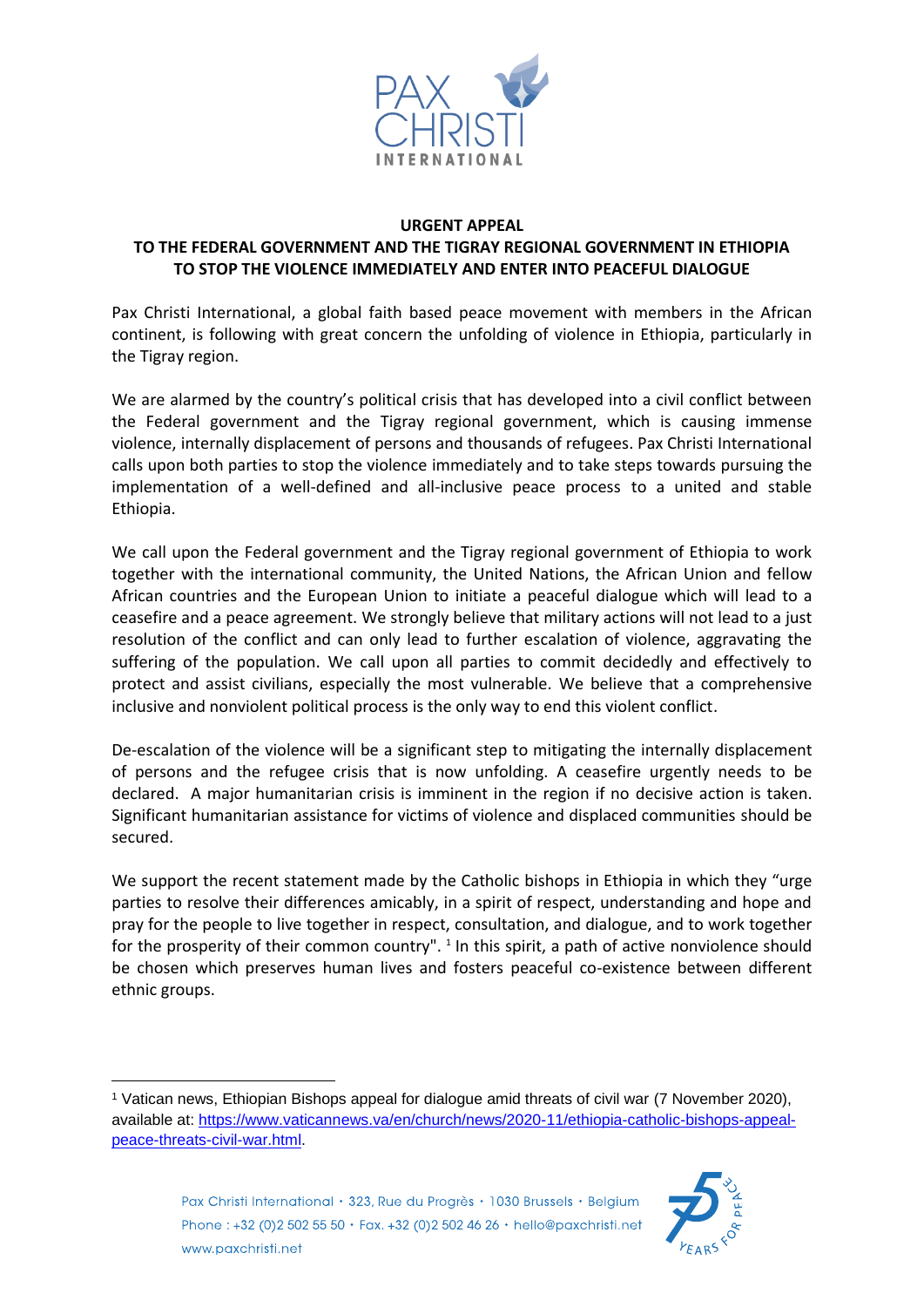**URGENT APPEAL**
**TO THE FEDERAL GOVERNMENT AND THE TIGRAY REGIONAL GOVERNMENT IN ETHIOPIA**
**TO STOP THE VIOLENCE IMMEDIATELY AND ENTER INTO PEACEFUL DIALOGUE**

Pax Christi International, a global faith based peace movement with members in the African continent, is following with great concern the unfolding of violence in Ethiopia, particularly in the Tigray region.

We are alarmed by the country's political crisis that has developed into a civil conflict between the Federal government and the Tigray regional government, which is causing immense violence, internally displacement of persons and thousands of refugees. Pax Christi International calls upon both parties to stop the violence immediately and to take steps towards pursuing the implementation of a well-defined and all-inclusive peace process to a united and stable Ethiopia.

We call upon the Federal government and the Tigray regional government of Ethiopia to work together with the international community, the United Nations, the African Union and fellow African countries and the European Union to initiate a peaceful dialogue which will lead to a ceasefire and a peace agreement. We strongly believe that military actions will not lead to a just resolution of the conflict and can only lead to further escalation of violence, aggravating the suffering of the population. We call upon all parties to commit decidedly and effectively to protect and assist civilians, especially the most vulnerable. We believe that a comprehensive inclusive and nonviolent political process is the only way to end this violent conflict.

De-escalation of the violence will be a significant step to mitigating the internally displacement of persons and the refugee crisis that is now unfolding. A ceasefire urgently needs to be declared. A major humanitarian crisis is imminent in the region if no decisive action is taken. Significant humanitarian assistance for victims of violence and displaced communities should be secured.

We support the recent statement made by the Catholic bishops in Ethiopia in which they "urge parties to resolve their differences amicably, in a spirit of respect, understanding and hope and pray for the people to live together in respect, consultation, and dialogue, and to work together for the prosperity of their common country". [1] In this spirit, a path of active nonviolence should be chosen which preserves human lives and fosters peaceful co-existence between different ethnic groups.

---

[1] Vatican news, Ethiopian Bishops appeal for dialogue amid threats of civil war (7 November 2020), available at: https://www.vaticannews.va/en/church/news/2020-11/ethiopia-catholic-bishops-appeal-peace-threats-civil-war.html.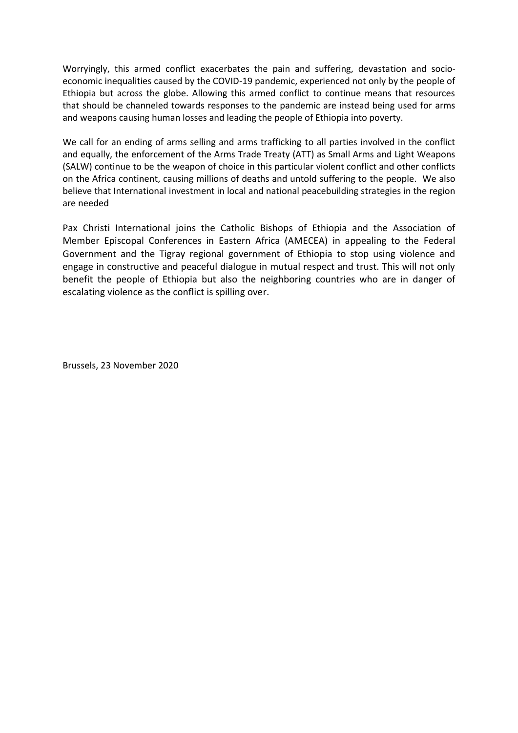Worryingly, this armed conflict exacerbates the pain and suffering, devastation and socio-economic inequalities caused by the COVID-19 pandemic, experienced not only by the people of Ethiopia but across the globe. Allowing this armed conflict to continue means that resources that should be channeled towards responses to the pandemic are instead being used for arms and weapons causing human losses and leading the people of Ethiopia into poverty.

We call for an ending of arms selling and arms trafficking to all parties involved in the conflict and equally, the enforcement of the Arms Trade Treaty (ATT) as Small Arms and Light Weapons (SALW) continue to be the weapon of choice in this particular violent conflict and other conflicts on the Africa continent, causing millions of deaths and untold suffering to the people. We also believe that International investment in local and national peacebuilding strategies in the region are needed

Pax Christi International joins the Catholic Bishops of Ethiopia and the Association of Member Episcopal Conferences in Eastern Africa (AMECEA) in appealing to the Federal Government and the Tigray regional government of Ethiopia to stop using violence and engage in constructive and peaceful dialogue in mutual respect and trust. This will not only benefit the people of Ethiopia but also the neighboring countries who are in danger of escalating violence as the conflict is spilling over.

Brussels, 23 November 2020